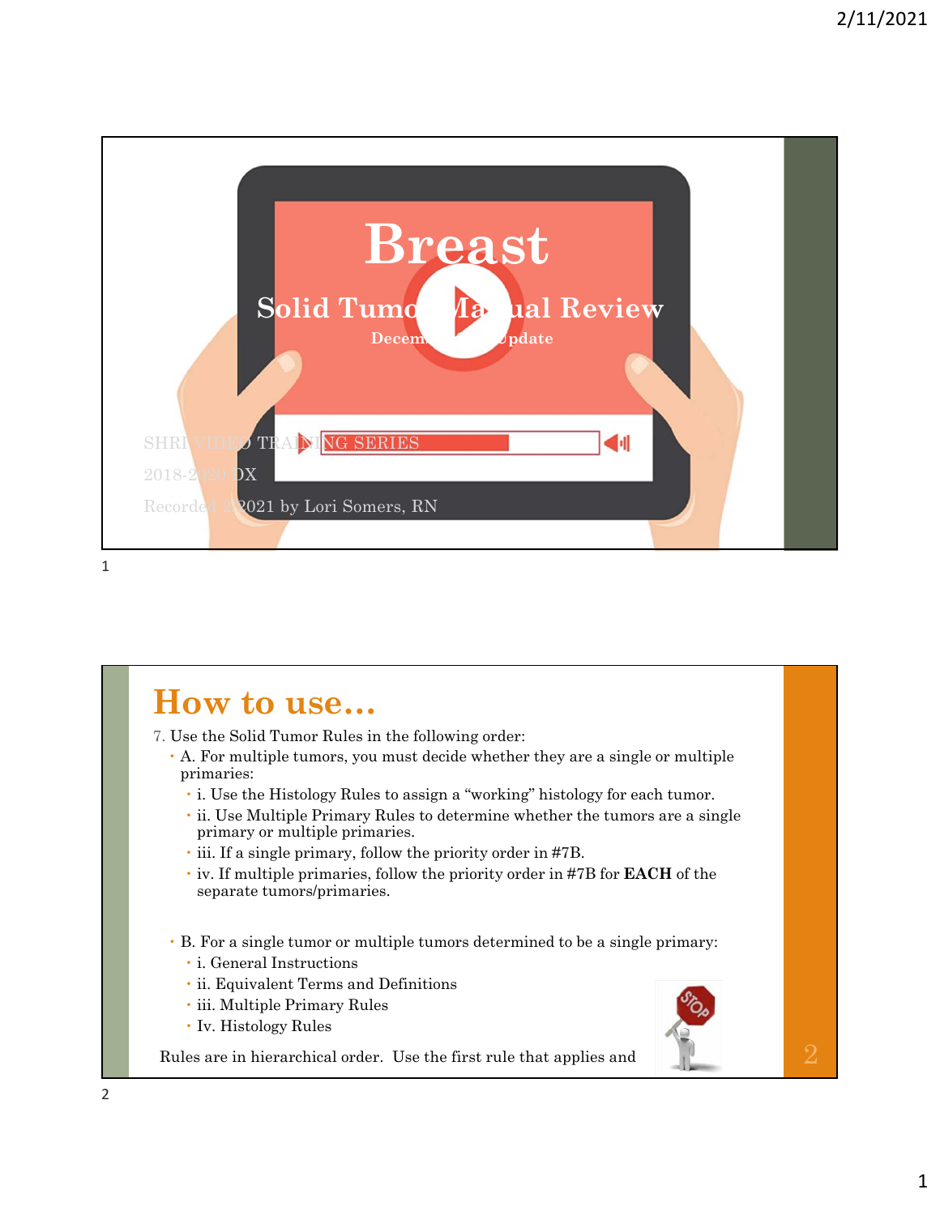# Breast

## Solid Tumor Manual Review

December Update

SHRI VIDEO TRAINING SERIES

2018-2020 DX

Recorded 2021 by Lori Somers, RN

## How to use…

7. Use the Solid Tumor Rules in the following order:
   - A. For multiple tumors, you must decide whether they are a single or multiple primaries:
     - i. Use the Histology Rules to assign a "working" histology for each tumor.
     - ii. Use Multiple Primary Rules to determine whether the tumors are a single primary or multiple primaries.
     - iii. If a single primary, follow the priority order in #7B.
     - iv. If multiple primaries, follow the priority order in #7B for **EACH** of the separate tumors/primaries.
   - B. For a single tumor or multiple tumors determined to be a single primary:
     - i. General Instructions
     - ii. Equivalent Terms and Definitions
     - iii. Multiple Primary Rules
     - Iv. Histology Rules

Rules are in hierarchical order. Use the first rule that applies and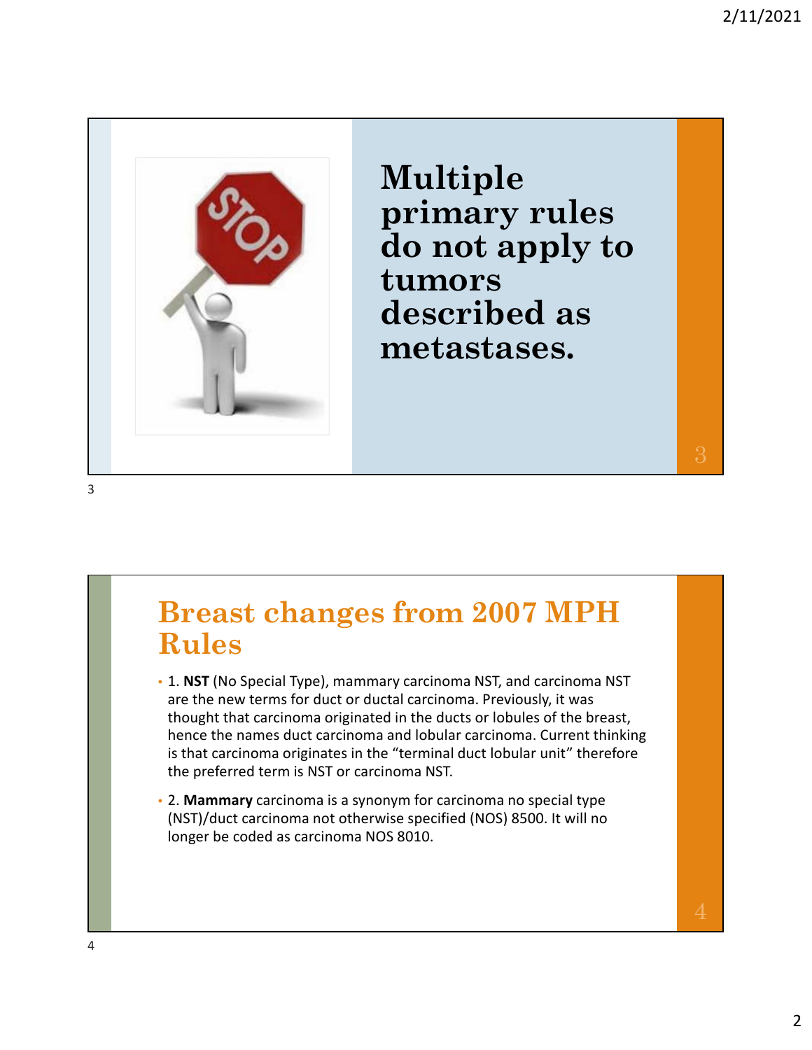# Multiple primary rules do not apply to tumors described as metastases.

## Breast changes from 2007 MPH Rules

- 1. **NST** (No Special Type), mammary carcinoma NST, and carcinoma NST are the new terms for duct or ductal carcinoma. Previously, it was thought that carcinoma originated in the ducts or lobules of the breast, hence the names duct carcinoma and lobular carcinoma. Current thinking is that carcinoma originates in the "terminal duct lobular unit" therefore the preferred term is NST or carcinoma NST.
- 2. **Mammary** carcinoma is a synonym for carcinoma no special type (NST)/duct carcinoma not otherwise specified (NOS) 8500. It will no longer be coded as carcinoma NOS 8010.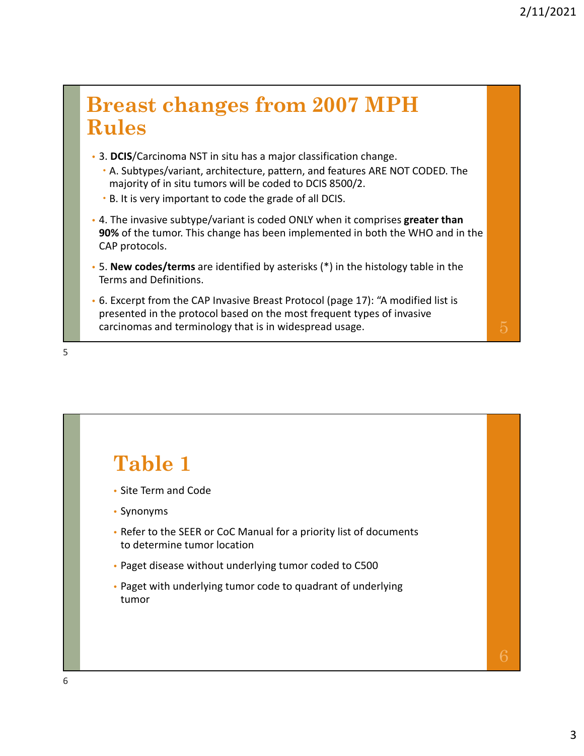# Breast changes from 2007 MPH Rules

- 3. **DCIS**/Carcinoma NST in situ has a major classification change.
  - A. Subtypes/variant, architecture, pattern, and features ARE NOT CODED. The majority of in situ tumors will be coded to DCIS 8500/2.
  - B. It is very important to code the grade of all DCIS.
- 4. The invasive subtype/variant is coded ONLY when it comprises **greater than 90%** of the tumor. This change has been implemented in both the WHO and in the CAP protocols.
- 5. **New codes/terms** are identified by asterisks (*) in the histology table in the Terms and Definitions.
- 6. Excerpt from the CAP Invasive Breast Protocol (page 17): "A modified list is presented in the protocol based on the most frequent types of invasive carcinomas and terminology that is in widespread usage.

# Table 1

- Site Term and Code
- Synonyms
- Refer to the SEER or CoC Manual for a priority list of documents to determine tumor location
- Paget disease without underlying tumor coded to C500
- Paget with underlying tumor code to quadrant of underlying tumor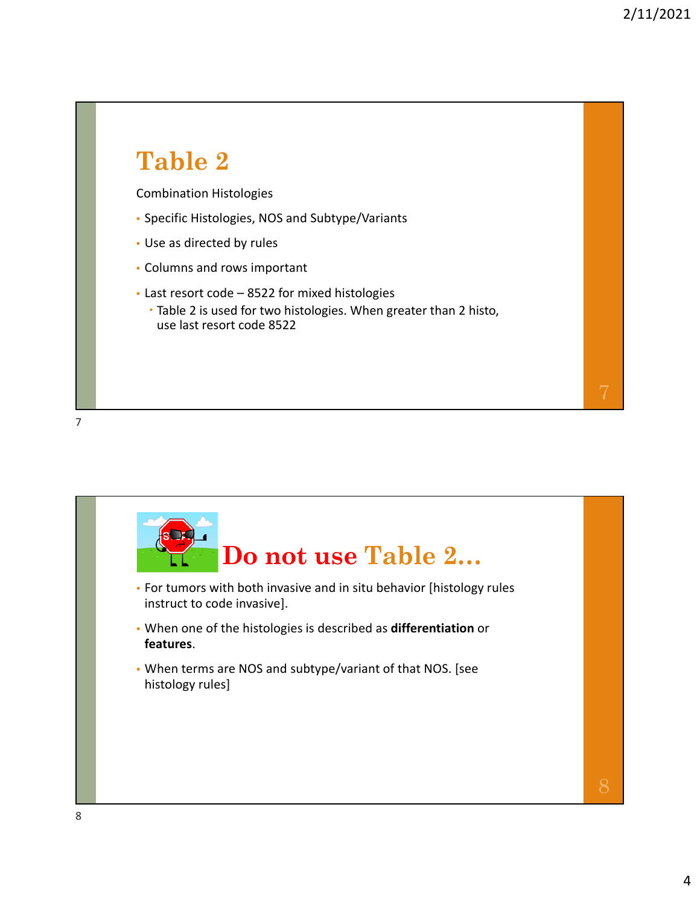# Table 2

Combination Histologies

- Specific Histologies, NOS and Subtype/Variants
- Use as directed by rules
- Columns and rows important
- Last resort code – 8522 for mixed histologies
  - Table 2 is used for two histologies. When greater than 2 histo, use last resort code 8522

# Do not use Table 2…

- For tumors with both invasive and in situ behavior [histology rules instruct to code invasive].
- When one of the histologies is described as **differentiation** or **features**.
- When terms are NOS and subtype/variant of that NOS. [see histology rules]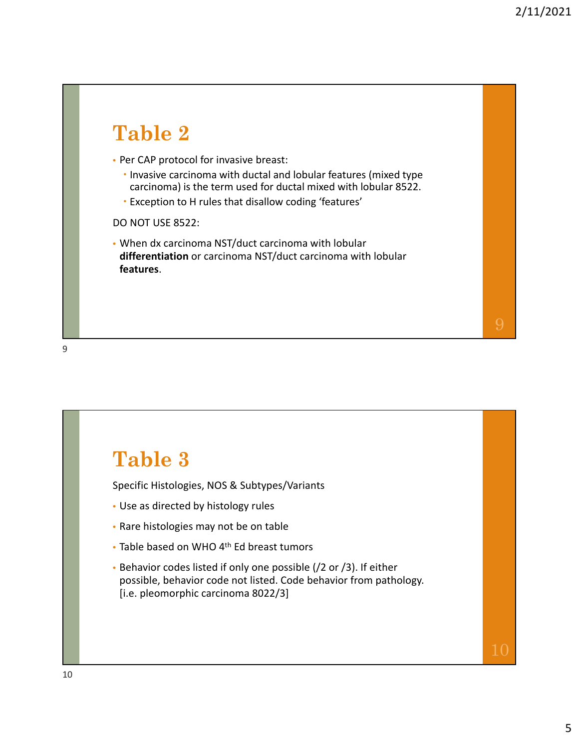## Table 2

- Per CAP protocol for invasive breast:
  - Invasive carcinoma with ductal and lobular features (mixed type carcinoma) is the term used for ductal mixed with lobular 8522.
  - Exception to H rules that disallow coding 'features'

DO NOT USE 8522:

- When dx carcinoma NST/duct carcinoma with lobular **differentiation** or carcinoma NST/duct carcinoma with lobular **features**.

## Table 3

Specific Histologies, NOS & Subtypes/Variants

- Use as directed by histology rules
- Rare histologies may not be on table
- Table based on WHO 4th Ed breast tumors
- Behavior codes listed if only one possible (/2 or /3). If either possible, behavior code not listed. Code behavior from pathology. [i.e. pleomorphic carcinoma 8022/3]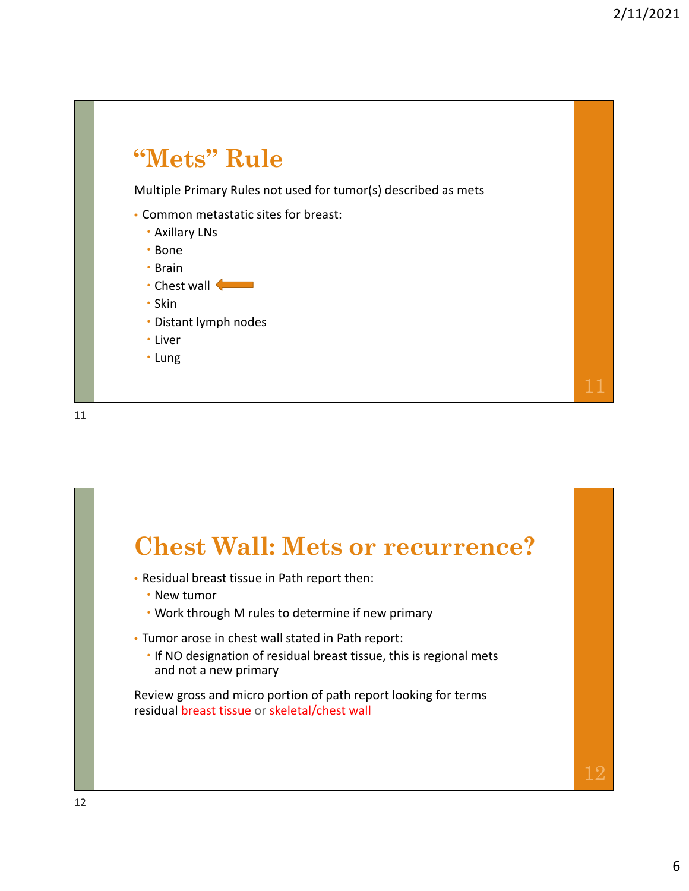## "Mets" Rule

Multiple Primary Rules not used for tumor(s) described as mets

- Common metastatic sites for breast:
  - Axillary LNs
  - Bone
  - Brain
  - Chest wall
  - Skin
  - Distant lymph nodes
  - Liver
  - Lung

## Chest Wall: Mets or recurrence?

- Residual breast tissue in Path report then:
  - New tumor
  - Work through M rules to determine if new primary
- Tumor arose in chest wall stated in Path report:
  - If NO designation of residual breast tissue, this is regional mets and not a new primary

Review gross and micro portion of path report looking for terms residual breast tissue or skeletal/chest wall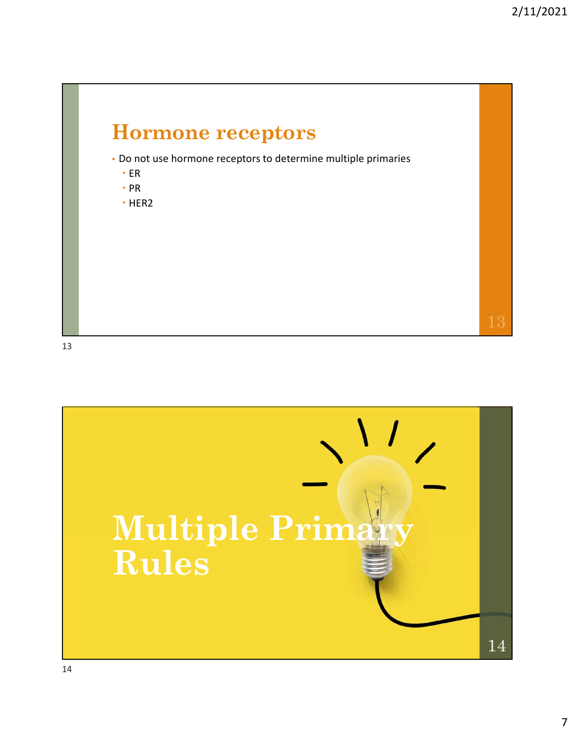## Hormone receptors

- Do not use hormone receptors to determine multiple primaries
  - ER
  - PR
  - HER2

# Multiple Primary Rules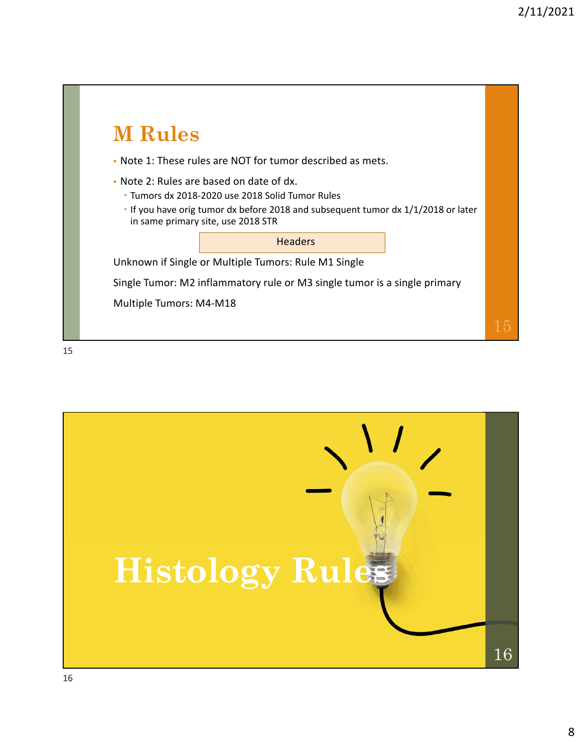## M Rules

- Note 1: These rules are NOT for tumor described as mets.
- Note 2: Rules are based on date of dx.
  - Tumors dx 2018-2020 use 2018 Solid Tumor Rules
  - If you have orig tumor dx before 2018 and subsequent tumor dx 1/1/2018 or later in same primary site, use 2018 STR

Headers

Unknown if Single or Multiple Tumors: Rule M1 Single

Single Tumor: M2 inflammatory rule or M3 single tumor is a single primary

Multiple Tumors: M4-M18

# Histology Rules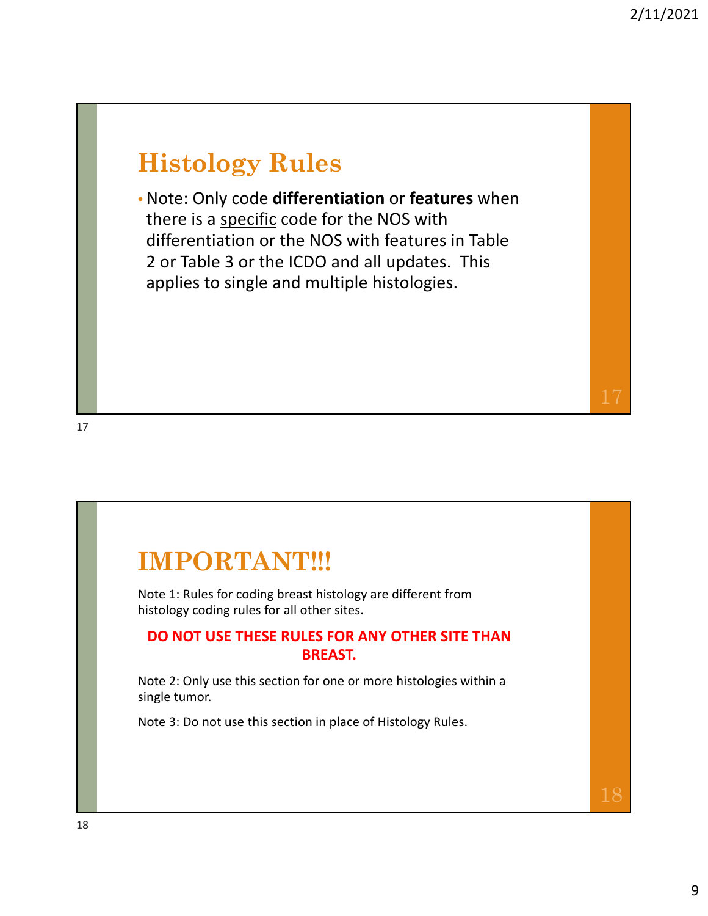## Histology Rules

- Note: Only code **differentiation** or **features** when there is a specific code for the NOS with differentiation or the NOS with features in Table 2 or Table 3 or the ICDO and all updates. This applies to single and multiple histologies.

## IMPORTANT!!!

Note 1: Rules for coding breast histology are different from histology coding rules for all other sites.

**DO NOT USE THESE RULES FOR ANY OTHER SITE THAN BREAST.**

Note 2: Only use this section for one or more histologies within a single tumor.

Note 3: Do not use this section in place of Histology Rules.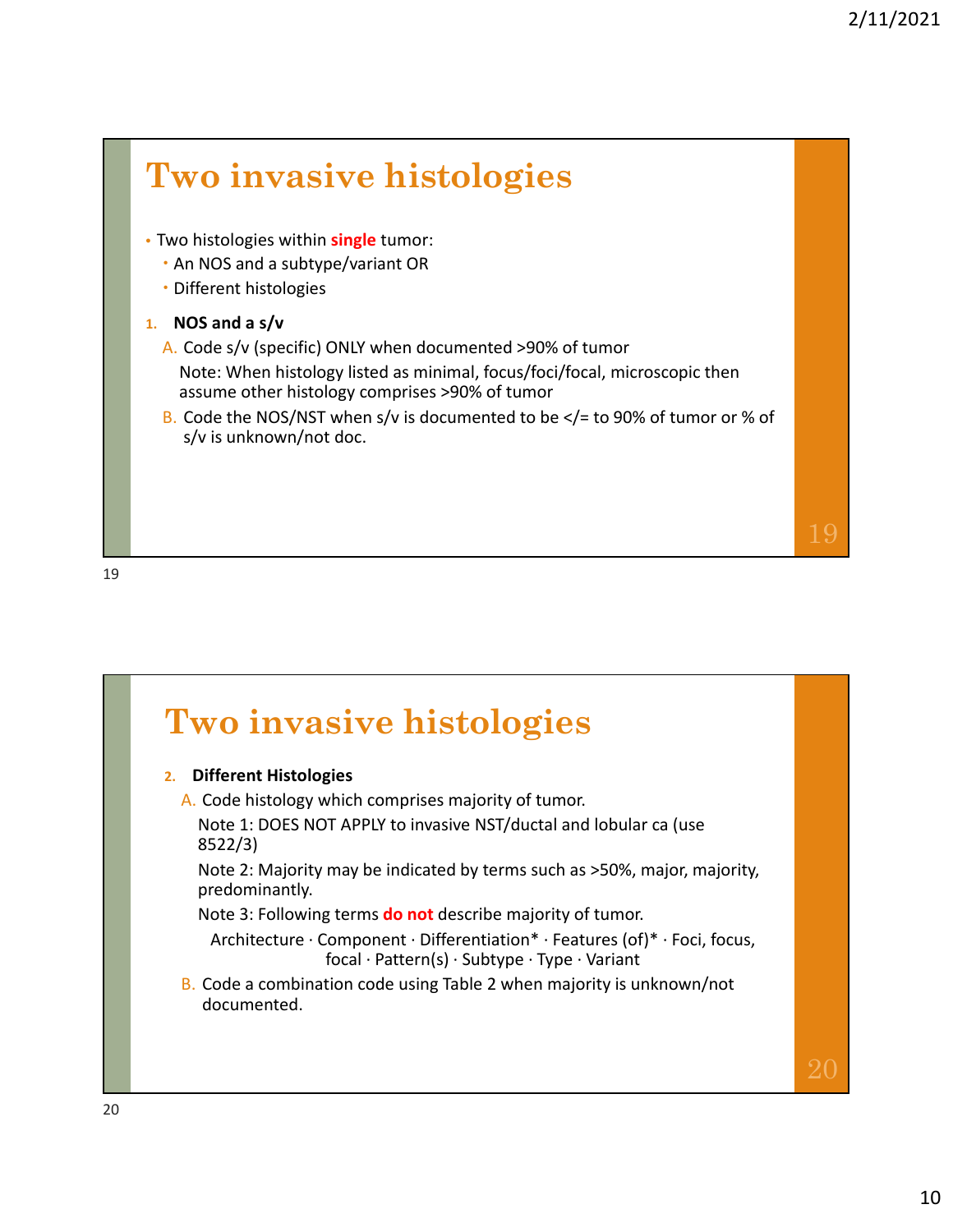## Two invasive histologies

- Two histologies within **single** tumor:
  - An NOS and a subtype/variant OR
  - Different histologies

1. **NOS and a s/v**
   - A. Code s/v (specific) ONLY when documented >90% of tumor

     Note: When histology listed as minimal, focus/foci/focal, microscopic then assume other histology comprises >90% of tumor
   - B. Code the NOS/NST when s/v is documented to be </= to 90% of tumor or % of s/v is unknown/not doc.

## Two invasive histologies

2. **Different Histologies**
   - A. Code histology which comprises majority of tumor.

     Note 1: DOES NOT APPLY to invasive NST/ductal and lobular ca (use 8522/3)

     Note 2: Majority may be indicated by terms such as >50%, major, majority, predominantly.

     Note 3: Following terms **do not** describe majority of tumor.

     Architecture · Component · Differentiation* · Features (of)* · Foci, focus, focal · Pattern(s) · Subtype · Type · Variant
   - B. Code a combination code using Table 2 when majority is unknown/not documented.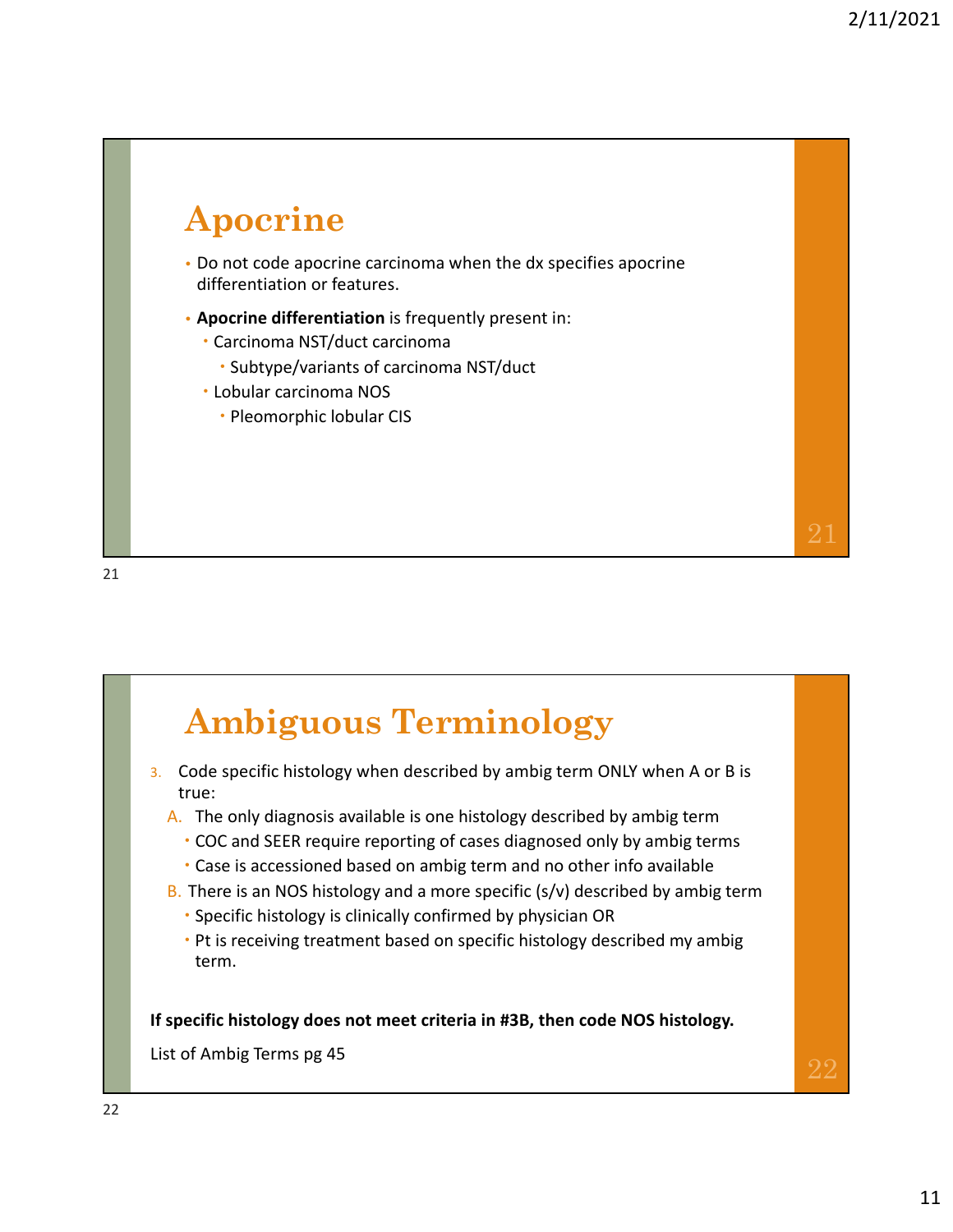## Apocrine

- Do not code apocrine carcinoma when the dx specifies apocrine differentiation or features.
- **Apocrine differentiation** is frequently present in:
  - Carcinoma NST/duct carcinoma
    - Subtype/variants of carcinoma NST/duct
  - Lobular carcinoma NOS
    - Pleomorphic lobular CIS

## Ambiguous Terminology

3. Code specific histology when described by ambig term ONLY when A or B is true:
   A. The only diagnosis available is one histology described by ambig term
      - COC and SEER require reporting of cases diagnosed only by ambig terms
      - Case is accessioned based on ambig term and no other info available
   B. There is an NOS histology and a more specific (s/v) described by ambig term
      - Specific histology is clinically confirmed by physician OR
      - Pt is receiving treatment based on specific histology described my ambig term.

**If specific histology does not meet criteria in #3B, then code NOS histology.**

List of Ambig Terms pg 45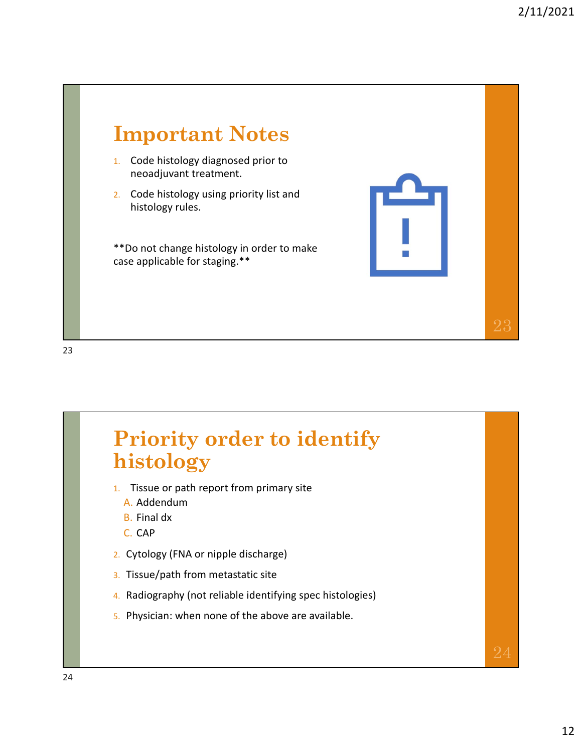## Important Notes

1. Code histology diagnosed prior to neoadjuvant treatment.
2. Code histology using priority list and histology rules.

**Do not change histology in order to make case applicable for staging.**

## Priority order to identify histology

1. Tissue or path report from primary site
   A. Addendum
   B. Final dx
   C. CAP
2. Cytology (FNA or nipple discharge)
3. Tissue/path from metastatic site
4. Radiography (not reliable identifying spec histologies)
5. Physician: when none of the above are available.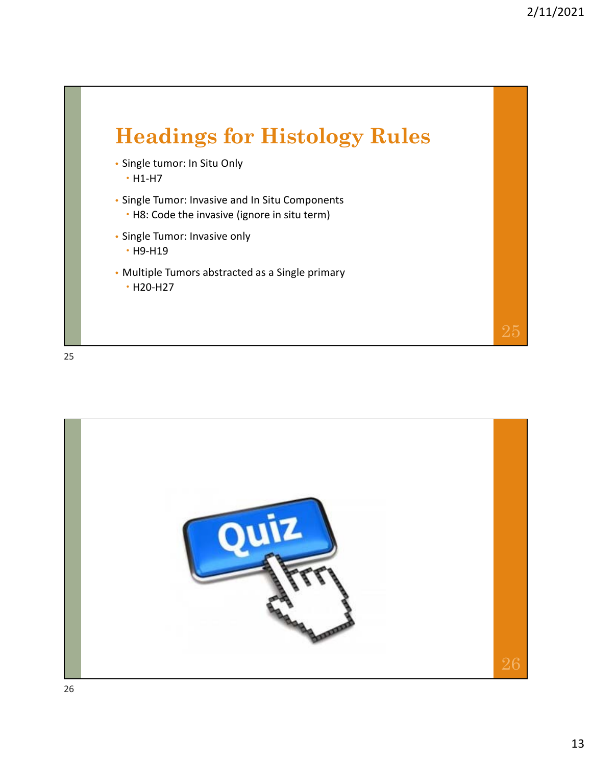## Headings for Histology Rules

- Single tumor: In Situ Only
  - H1-H7
- Single Tumor: Invasive and In Situ Components
  - H8: Code the invasive (ignore in situ term)
- Single Tumor: Invasive only
  - H9-H19
- Multiple Tumors abstracted as a Single primary
  - H20-H27

Quiz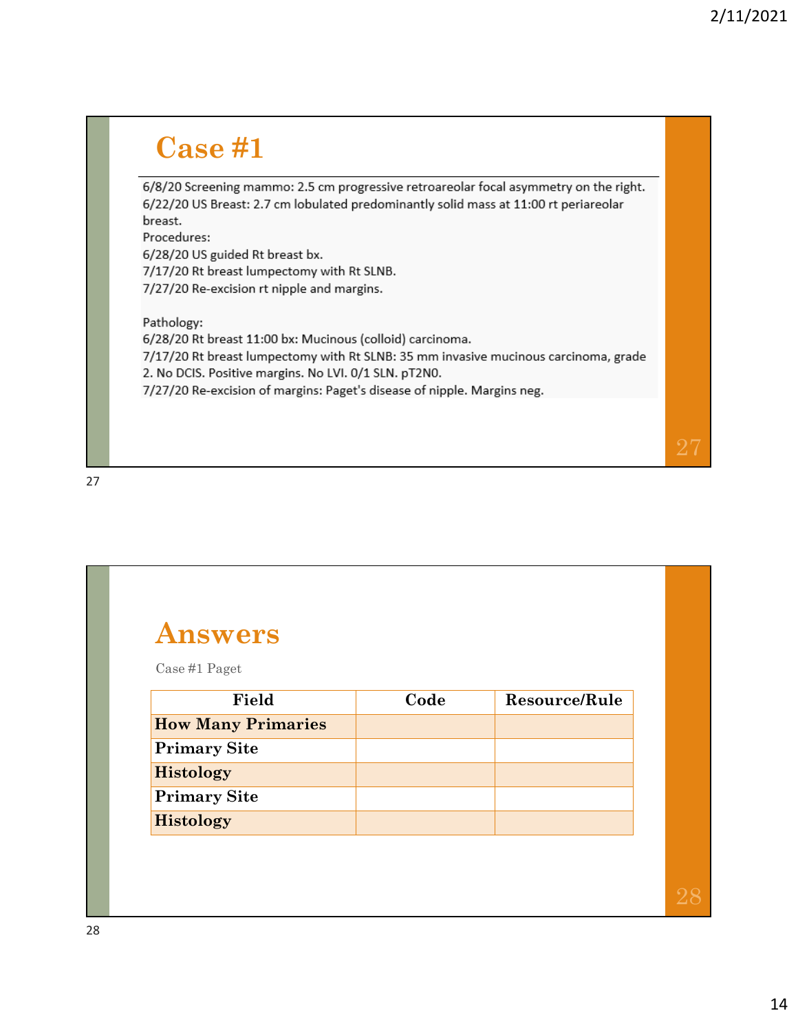# Case #1

6/8/20 Screening mammo: 2.5 cm progressive retroareolar focal asymmetry on the right.
6/22/20 US Breast: 2.7 cm lobulated predominantly solid mass at 11:00 rt periareolar breast.
Procedures:
6/28/20 US guided Rt breast bx.
7/17/20 Rt breast lumpectomy with Rt SLNB.
7/27/20 Re-excision rt nipple and margins.

Pathology:
6/28/20 Rt breast 11:00 bx: Mucinous (colloid) carcinoma.
7/17/20 Rt breast lumpectomy with Rt SLNB: 35 mm invasive mucinous carcinoma, grade 2. No DCIS. Positive margins. No LVI. 0/1 SLN. pT2N0.
7/27/20 Re-excision of margins: Paget's disease of nipple. Margins neg.

# Answers

Case #1 Paget

| Field | Code | Resource/Rule |
|---|---|---|
| **How Many Primaries** | | |
| **Primary Site** | | |
| **Histology** | | |
| **Primary Site** | | |
| **Histology** | | |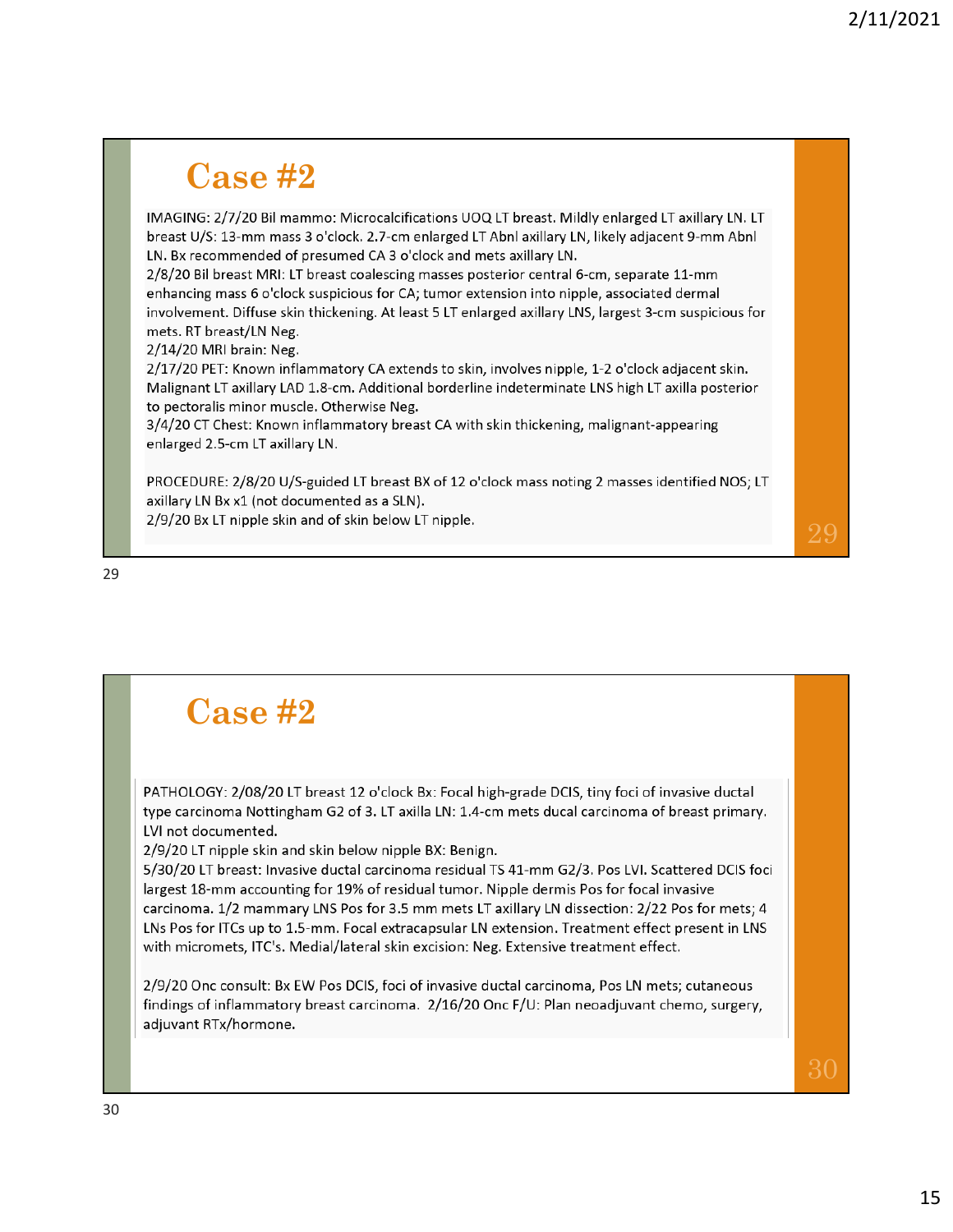# Case #2

IMAGING: 2/7/20 Bil mammo: Microcalcifications UOQ LT breast. Mildly enlarged LT axillary LN. LT breast U/S: 13-mm mass 3 o'clock. 2.7-cm enlarged LT Abnl axillary LN, likely adjacent 9-mm Abnl LN. Bx recommended of presumed CA 3 o'clock and mets axillary LN.
2/8/20 Bil breast MRI: LT breast coalescing masses posterior central 6-cm, separate 11-mm enhancing mass 6 o'clock suspicious for CA; tumor extension into nipple, associated dermal involvement. Diffuse skin thickening. At least 5 LT enlarged axillary LNS, largest 3-cm suspicious for mets. RT breast/LN Neg.
2/14/20 MRI brain: Neg.
2/17/20 PET: Known inflammatory CA extends to skin, involves nipple, 1-2 o'clock adjacent skin. Malignant LT axillary LAD 1.8-cm. Additional borderline indeterminate LNS high LT axilla posterior to pectoralis minor muscle. Otherwise Neg.
3/4/20 CT Chest: Known inflammatory breast CA with skin thickening, malignant-appearing enlarged 2.5-cm LT axillary LN.

PROCEDURE: 2/8/20 U/S-guided LT breast BX of 12 o'clock mass noting 2 masses identified NOS; LT axillary LN Bx x1 (not documented as a SLN).
2/9/20 Bx LT nipple skin and of skin below LT nipple.

# Case #2

PATHOLOGY: 2/08/20 LT breast 12 o'clock Bx: Focal high-grade DCIS, tiny foci of invasive ductal type carcinoma Nottingham G2 of 3. LT axilla LN: 1.4-cm mets ducal carcinoma of breast primary. LVI not documented.
2/9/20 LT nipple skin and skin below nipple BX: Benign.
5/30/20 LT breast: Invasive ductal carcinoma residual TS 41-mm G2/3. Pos LVI. Scattered DCIS foci largest 18-mm accounting for 19% of residual tumor. Nipple dermis Pos for focal invasive carcinoma. 1/2 mammary LNS Pos for 3.5 mm mets LT axillary LN dissection: 2/22 Pos for mets; 4 LNs Pos for ITCs up to 1.5-mm. Focal extracapsular LN extension. Treatment effect present in LNS with micromets, ITC's. Medial/lateral skin excision: Neg. Extensive treatment effect.

2/9/20 Onc consult: Bx EW Pos DCIS, foci of invasive ductal carcinoma, Pos LN mets; cutaneous findings of inflammatory breast carcinoma. 2/16/20 Onc F/U: Plan neoadjuvant chemo, surgery, adjuvant RTx/hormone.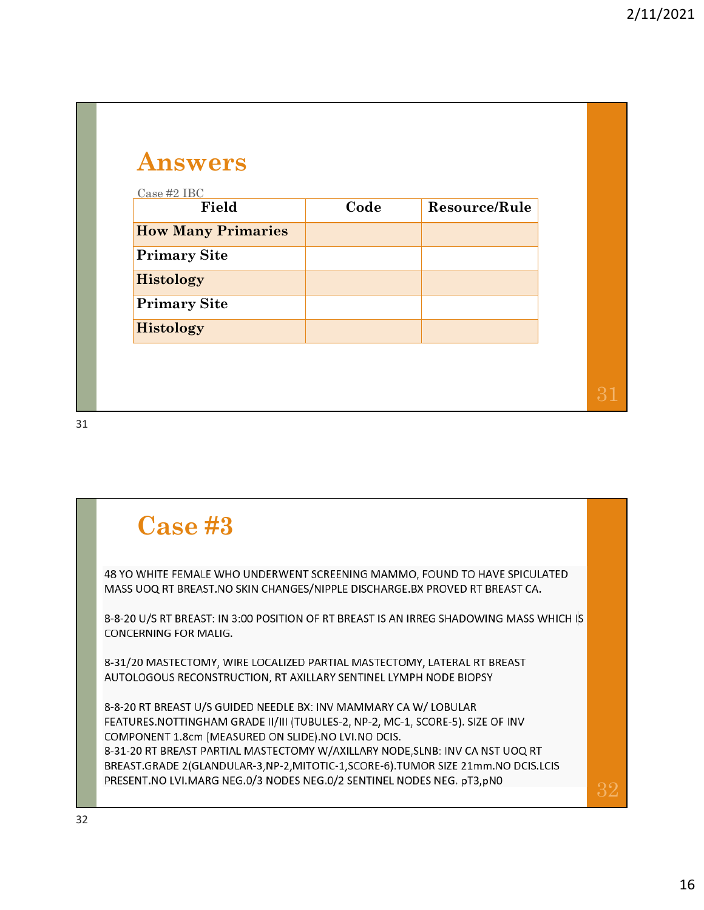## Answers

Case #2 IBC

| Field | Code | Resource/Rule |
|---|---|---|
| How Many Primaries | | |
| Primary Site | | |
| Histology | | |
| Primary Site | | |
| Histology | | |

## Case #3

48 YO WHITE FEMALE WHO UNDERWENT SCREENING MAMMO, FOUND TO HAVE SPICULATED MASS UOQ RT BREAST.NO SKIN CHANGES/NIPPLE DISCHARGE.BX PROVED RT BREAST CA.

8-8-20 U/S RT BREAST: IN 3:00 POSITION OF RT BREAST IS AN IRREG SHADOWING MASS WHICH IS CONCERNING FOR MALIG.

8-31/20 MASTECTOMY, WIRE LOCALIZED PARTIAL MASTECTOMY, LATERAL RT BREAST AUTOLOGOUS RECONSTRUCTION, RT AXILLARY SENTINEL LYMPH NODE BIOPSY

8-8-20 RT BREAST U/S GUIDED NEEDLE BX: INV MAMMARY CA W/ LOBULAR FEATURES.NOTTINGHAM GRADE II/III (TUBULES-2, NP-2, MC-1, SCORE-5). SIZE OF INV COMPONENT 1.8cm (MEASURED ON SLIDE).NO LVI.NO DCIS.
8-31-20 RT BREAST PARTIAL MASTECTOMY W/AXILLARY NODE,SLNB: INV CA NST UOQ RT BREAST.GRADE 2(GLANDULAR-3,NP-2,MITOTIC-1,SCORE-6).TUMOR SIZE 21mm.NO DCIS.LCIS PRESENT.NO LVI.MARG NEG.0/3 NODES NEG.0/2 SENTINEL NODES NEG. pT3,pN0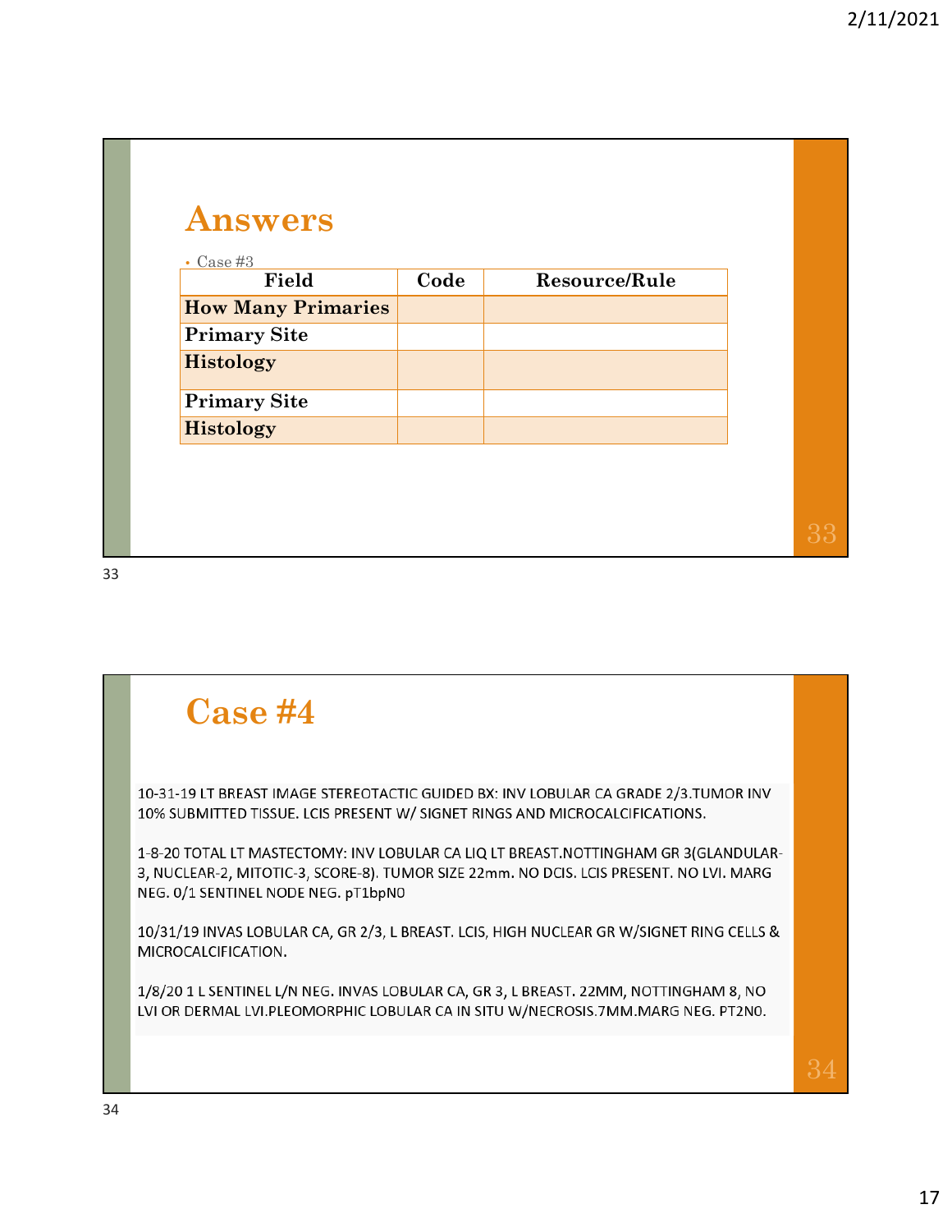## Answers

- Case #3

| Field | Code | Resource/Rule |
|---|---|---|
| **How Many Primaries** | | |
| **Primary Site** | | |
| **Histology** | | |
| **Primary Site** | | |
| **Histology** | | |

## Case #4

10-31-19 LT BREAST IMAGE STEREOTACTIC GUIDED BX: INV LOBULAR CA GRADE 2/3.TUMOR INV 10% SUBMITTED TISSUE. LCIS PRESENT W/ SIGNET RINGS AND MICROCALCIFICATIONS.

1-8-20 TOTAL LT MASTECTOMY: INV LOBULAR CA LIQ LT BREAST.NOTTINGHAM GR 3(GLANDULAR-3, NUCLEAR-2, MITOTIC-3, SCORE-8). TUMOR SIZE 22mm. NO DCIS. LCIS PRESENT. NO LVI. MARG NEG. 0/1 SENTINEL NODE NEG. pT1bpN0

10/31/19 INVAS LOBULAR CA, GR 2/3, L BREAST. LCIS, HIGH NUCLEAR GR W/SIGNET RING CELLS & MICROCALCIFICATION.

1/8/20 1 L SENTINEL L/N NEG. INVAS LOBULAR CA, GR 3, L BREAST. 22MM, NOTTINGHAM 8, NO LVI OR DERMAL LVI.PLEOMORPHIC LOBULAR CA IN SITU W/NECROSIS.7MM.MARG NEG. PT2N0.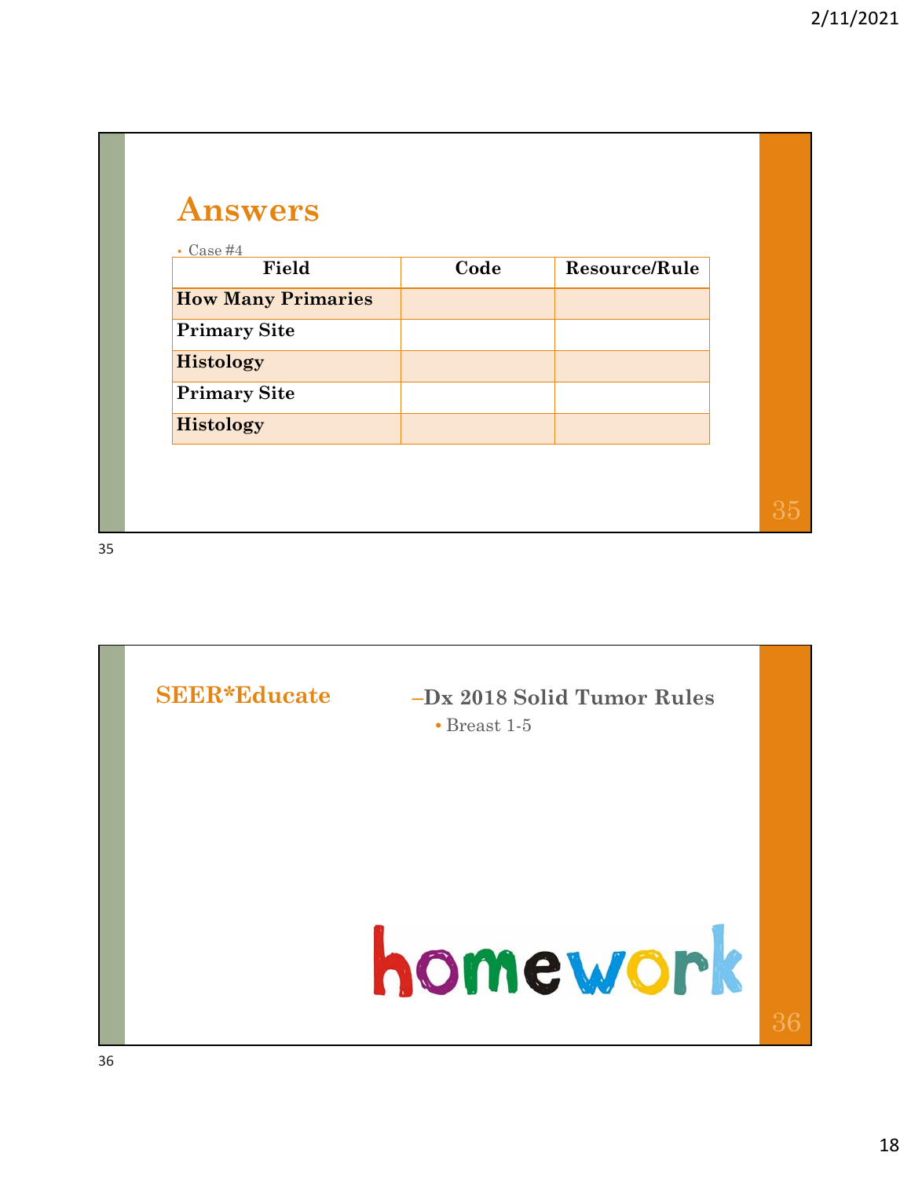## Answers

- Case #4

| Field | Code | Resource/Rule |
|---|---|---|
| **How Many Primaries** | | |
| **Primary Site** | | |
| **Histology** | | |
| **Primary Site** | | |
| **Histology** | | |

## SEER*Educate

- Dx 2018 Solid Tumor Rules
  - Breast 1-5

homework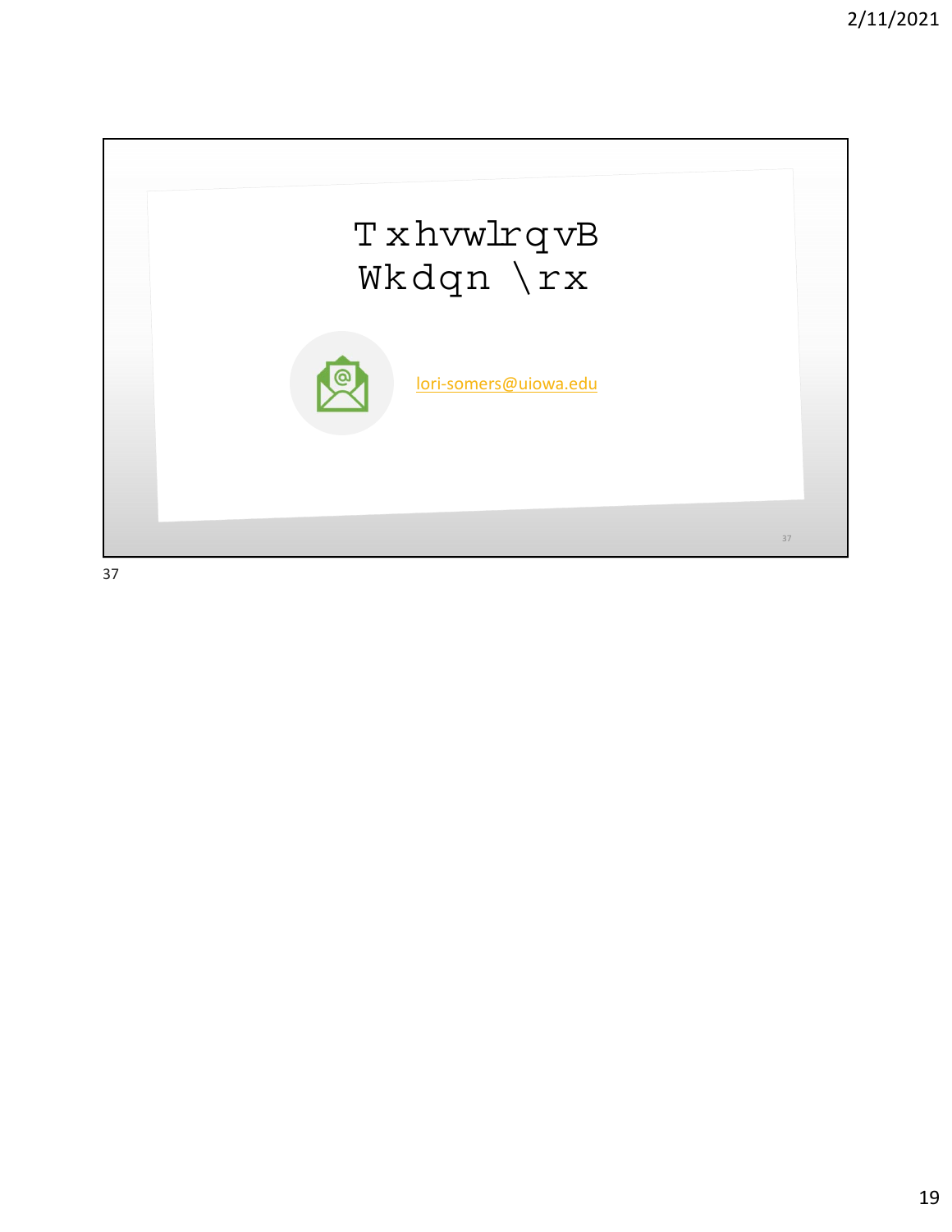# TxhvwlrqvB Wkdqn \rx

lori-somers@uiowa.edu